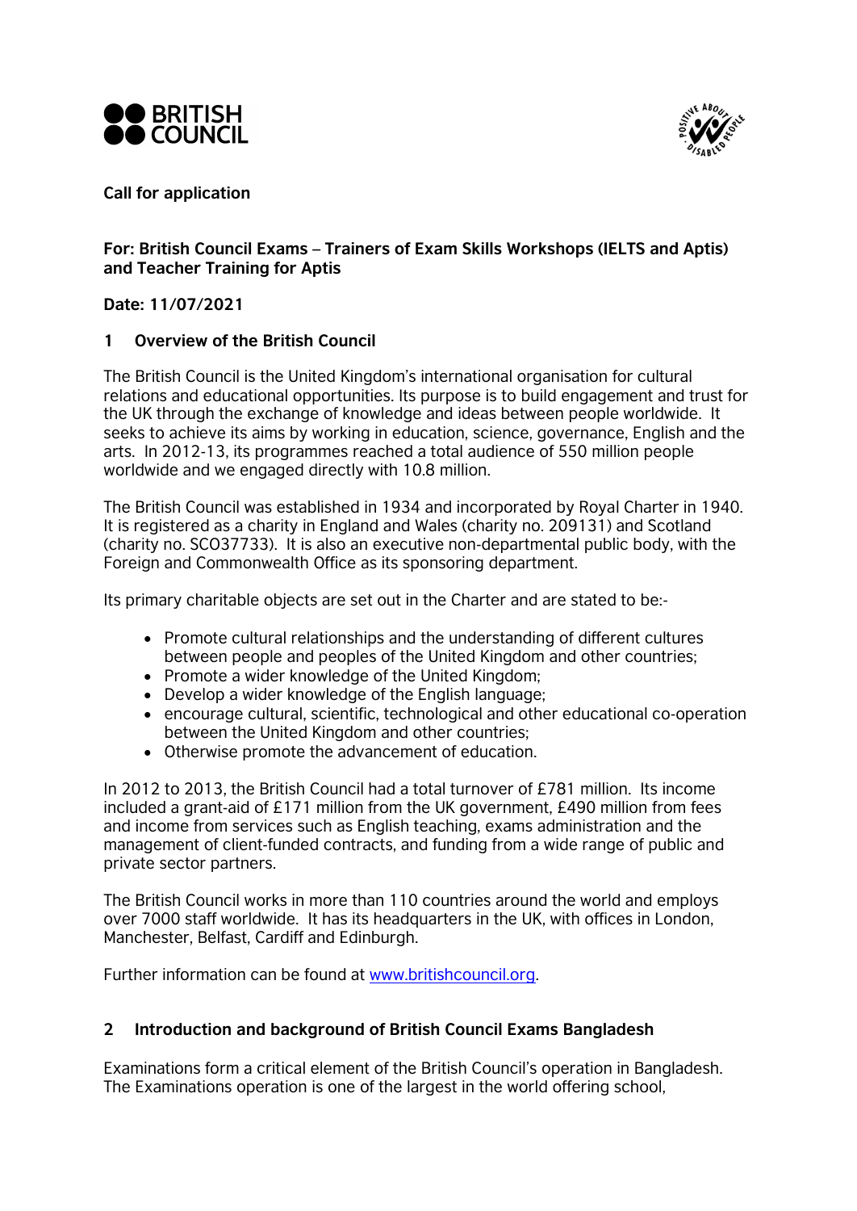**Call for application**

**For: British Council Exams – Trainers of Exam Skills Workshops (IELTS and Aptis) and Teacher Training for Aptis**

**Date: 11/07/2021**

## 1 Overview of the British Council

The British Council is the United Kingdom's international organisation for cultural relations and educational opportunities. Its purpose is to build engagement and trust for the UK through the exchange of knowledge and ideas between people worldwide. It seeks to achieve its aims by working in education, science, governance, English and the arts. In 2012-13, its programmes reached a total audience of 550 million people worldwide and we engaged directly with 10.8 million.

The British Council was established in 1934 and incorporated by Royal Charter in 1940. It is registered as a charity in England and Wales (charity no. 209131) and Scotland (charity no. SCO37733). It is also an executive non-departmental public body, with the Foreign and Commonwealth Office as its sponsoring department.

Its primary charitable objects are set out in the Charter and are stated to be:-

- Promote cultural relationships and the understanding of different cultures between people and peoples of the United Kingdom and other countries;
- Promote a wider knowledge of the United Kingdom;
- Develop a wider knowledge of the English language;
- encourage cultural, scientific, technological and other educational co-operation between the United Kingdom and other countries;
- Otherwise promote the advancement of education.

In 2012 to 2013, the British Council had a total turnover of £781 million. Its income included a grant-aid of £171 million from the UK government, £490 million from fees and income from services such as English teaching, exams administration and the management of client-funded contracts, and funding from a wide range of public and private sector partners.

The British Council works in more than 110 countries around the world and employs over 7000 staff worldwide. It has its headquarters in the UK, with offices in London, Manchester, Belfast, Cardiff and Edinburgh.

Further information can be found at www.britishcouncil.org.

## 2 Introduction and background of British Council Exams Bangladesh

Examinations form a critical element of the British Council's operation in Bangladesh. The Examinations operation is one of the largest in the world offering school,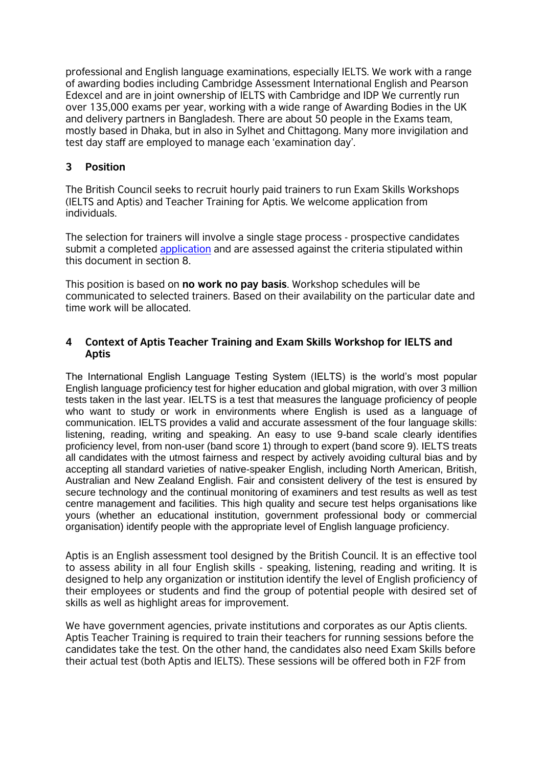professional and English language examinations, especially IELTS. We work with a range of awarding bodies including Cambridge Assessment International English and Pearson Edexcel and are in joint ownership of IELTS with Cambridge and IDP We currently run over 135,000 exams per year, working with a wide range of Awarding Bodies in the UK and delivery partners in Bangladesh. There are about 50 people in the Exams team, mostly based in Dhaka, but in also in Sylhet and Chittagong. Many more invigilation and test day staff are employed to manage each 'examination day'.

## 3 Position

The British Council seeks to recruit hourly paid trainers to run Exam Skills Workshops (IELTS and Aptis) and Teacher Training for Aptis. We welcome application from individuals.

The selection for trainers will involve a single stage process - prospective candidates submit a completed application and are assessed against the criteria stipulated within this document in section 8.

This position is based on **no work no pay basis**. Workshop schedules will be communicated to selected trainers. Based on their availability on the particular date and time work will be allocated.

## 4 Context of Aptis Teacher Training and Exam Skills Workshop for IELTS and Aptis

The International English Language Testing System (IELTS) is the world's most popular English language proficiency test for higher education and global migration, with over 3 million tests taken in the last year. IELTS is a test that measures the language proficiency of people who want to study or work in environments where English is used as a language of communication. IELTS provides a valid and accurate assessment of the four language skills: listening, reading, writing and speaking. An easy to use 9-band scale clearly identifies proficiency level, from non-user (band score 1) through to expert (band score 9). IELTS treats all candidates with the utmost fairness and respect by actively avoiding cultural bias and by accepting all standard varieties of native-speaker English, including North American, British, Australian and New Zealand English. Fair and consistent delivery of the test is ensured by secure technology and the continual monitoring of examiners and test results as well as test centre management and facilities. This high quality and secure test helps organisations like yours (whether an educational institution, government professional body or commercial organisation) identify people with the appropriate level of English language proficiency.

Aptis is an English assessment tool designed by the British Council. It is an effective tool to assess ability in all four English skills - speaking, listening, reading and writing. It is designed to help any organization or institution identify the level of English proficiency of their employees or students and find the group of potential people with desired set of skills as well as highlight areas for improvement.

We have government agencies, private institutions and corporates as our Aptis clients. Aptis Teacher Training is required to train their teachers for running sessions before the candidates take the test. On the other hand, the candidates also need Exam Skills before their actual test (both Aptis and IELTS). These sessions will be offered both in F2F from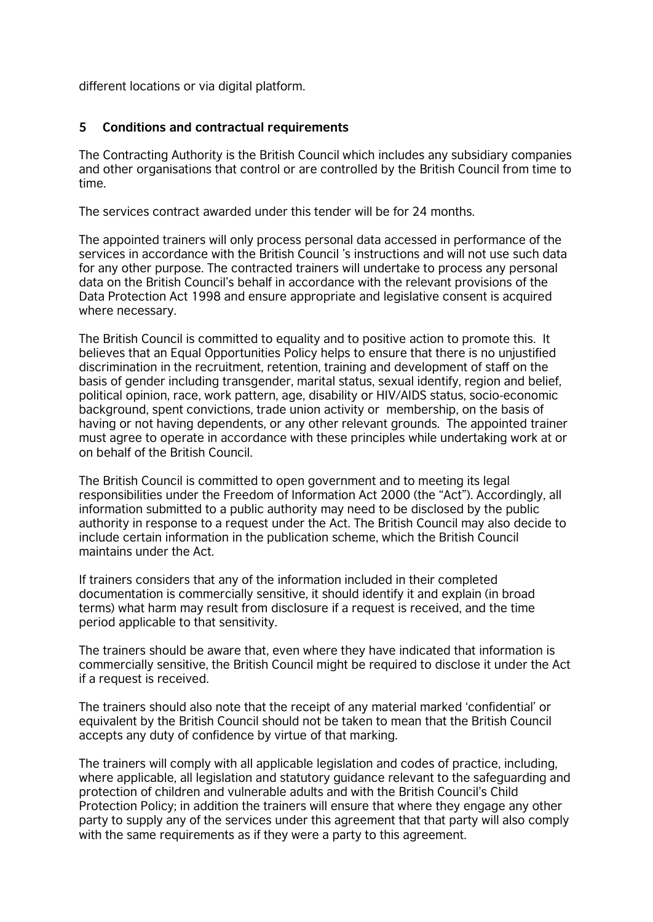different locations or via digital platform.

## 5 Conditions and contractual requirements

The Contracting Authority is the British Council which includes any subsidiary companies and other organisations that control or are controlled by the British Council from time to time.

The services contract awarded under this tender will be for 24 months.

The appointed trainers will only process personal data accessed in performance of the services in accordance with the British Council 's instructions and will not use such data for any other purpose. The contracted trainers will undertake to process any personal data on the British Council's behalf in accordance with the relevant provisions of the Data Protection Act 1998 and ensure appropriate and legislative consent is acquired where necessary.

The British Council is committed to equality and to positive action to promote this. It believes that an Equal Opportunities Policy helps to ensure that there is no unjustified discrimination in the recruitment, retention, training and development of staff on the basis of gender including transgender, marital status, sexual identify, region and belief, political opinion, race, work pattern, age, disability or HIV/AIDS status, socio-economic background, spent convictions, trade union activity or membership, on the basis of having or not having dependents, or any other relevant grounds. The appointed trainer must agree to operate in accordance with these principles while undertaking work at or on behalf of the British Council.

The British Council is committed to open government and to meeting its legal responsibilities under the Freedom of Information Act 2000 (the "Act"). Accordingly, all information submitted to a public authority may need to be disclosed by the public authority in response to a request under the Act. The British Council may also decide to include certain information in the publication scheme, which the British Council maintains under the Act.

If trainers considers that any of the information included in their completed documentation is commercially sensitive, it should identify it and explain (in broad terms) what harm may result from disclosure if a request is received, and the time period applicable to that sensitivity.

The trainers should be aware that, even where they have indicated that information is commercially sensitive, the British Council might be required to disclose it under the Act if a request is received.

The trainers should also note that the receipt of any material marked 'confidential' or equivalent by the British Council should not be taken to mean that the British Council accepts any duty of confidence by virtue of that marking.

The trainers will comply with all applicable legislation and codes of practice, including, where applicable, all legislation and statutory guidance relevant to the safeguarding and protection of children and vulnerable adults and with the British Council's Child Protection Policy; in addition the trainers will ensure that where they engage any other party to supply any of the services under this agreement that that party will also comply with the same requirements as if they were a party to this agreement.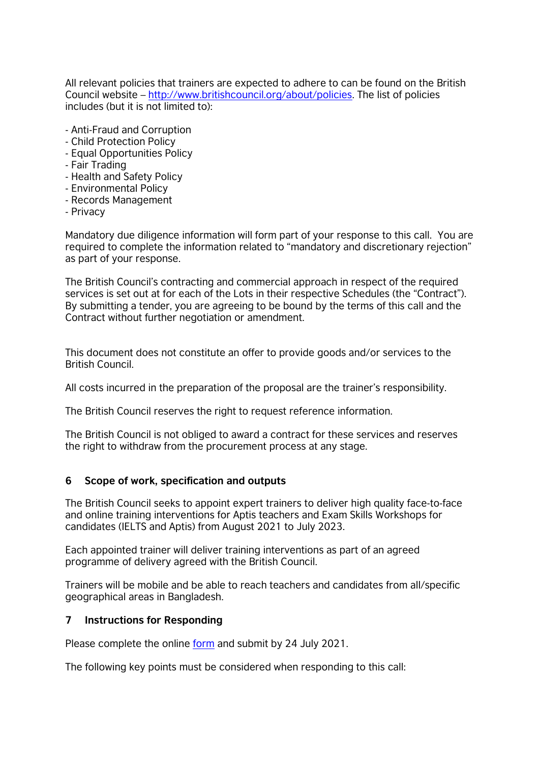All relevant policies that trainers are expected to adhere to can be found on the British Council website – [http://www.britishcouncil.org/about/policies](http://www.britishcouncil.org/about/policies). The list of policies includes (but it is not limited to):

- Anti-Fraud and Corruption
- Child Protection Policy
- Equal Opportunities Policy
- Fair Trading
- Health and Safety Policy
- Environmental Policy
- Records Management
- Privacy

Mandatory due diligence information will form part of your response to this call. You are required to complete the information related to "mandatory and discretionary rejection" as part of your response.

The British Council's contracting and commercial approach in respect of the required services is set out at for each of the Lots in their respective Schedules (the "Contract"). By submitting a tender, you are agreeing to be bound by the terms of this call and the Contract without further negotiation or amendment.

This document does not constitute an offer to provide goods and/or services to the British Council.

All costs incurred in the preparation of the proposal are the trainer's responsibility.

The British Council reserves the right to request reference information.

The British Council is not obliged to award a contract for these services and reserves the right to withdraw from the procurement process at any stage.

## 6 Scope of work, specification and outputs

The British Council seeks to appoint expert trainers to deliver high quality face-to-face and online training interventions for Aptis teachers and Exam Skills Workshops for candidates (IELTS and Aptis) from August 2021 to July 2023.

Each appointed trainer will deliver training interventions as part of an agreed programme of delivery agreed with the British Council.

Trainers will be mobile and be able to reach teachers and candidates from all/specific geographical areas in Bangladesh.

## 7 Instructions for Responding

Please complete the online form and submit by 24 July 2021.

The following key points must be considered when responding to this call: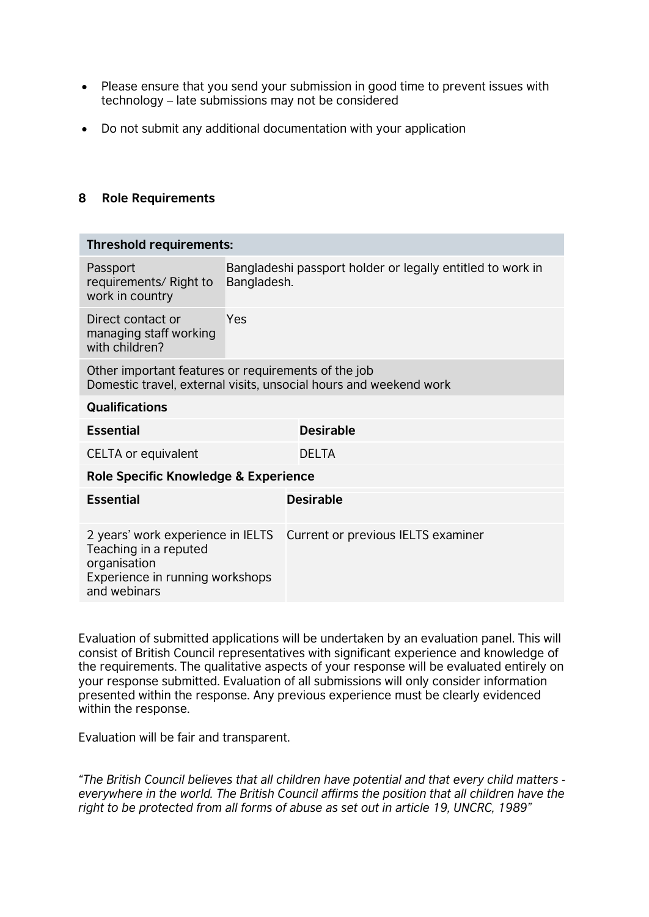- Please ensure that you send your submission in good time to prevent issues with technology – late submissions may not be considered
- Do not submit any additional documentation with your application

## 8 Role Requirements

| **Threshold requirements:** | |
|---|---|
| Passport requirements/ Right to work in country | Bangladeshi passport holder or legally entitled to work in Bangladesh. |
| Direct contact or managing staff working with children? | Yes |
| Other important features or requirements of the job<br>Domestic travel, external visits, unsocial hours and weekend work | |
| **Qualifications** | |
| **Essential** | **Desirable** |
| CELTA or equivalent | DELTA |
| **Role Specific Knowledge & Experience** | |
| **Essential** | **Desirable** |
| 2 years' work experience in IELTS Teaching in a reputed organisation<br>Experience in running workshops and webinars | Current or previous IELTS examiner |

Evaluation of submitted applications will be undertaken by an evaluation panel. This will consist of British Council representatives with significant experience and knowledge of the requirements. The qualitative aspects of your response will be evaluated entirely on your response submitted. Evaluation of all submissions will only consider information presented within the response. Any previous experience must be clearly evidenced within the response.

Evaluation will be fair and transparent.

*"The British Council believes that all children have potential and that every child matters - everywhere in the world. The British Council affirms the position that all children have the right to be protected from all forms of abuse as set out in article 19, UNCRC, 1989"*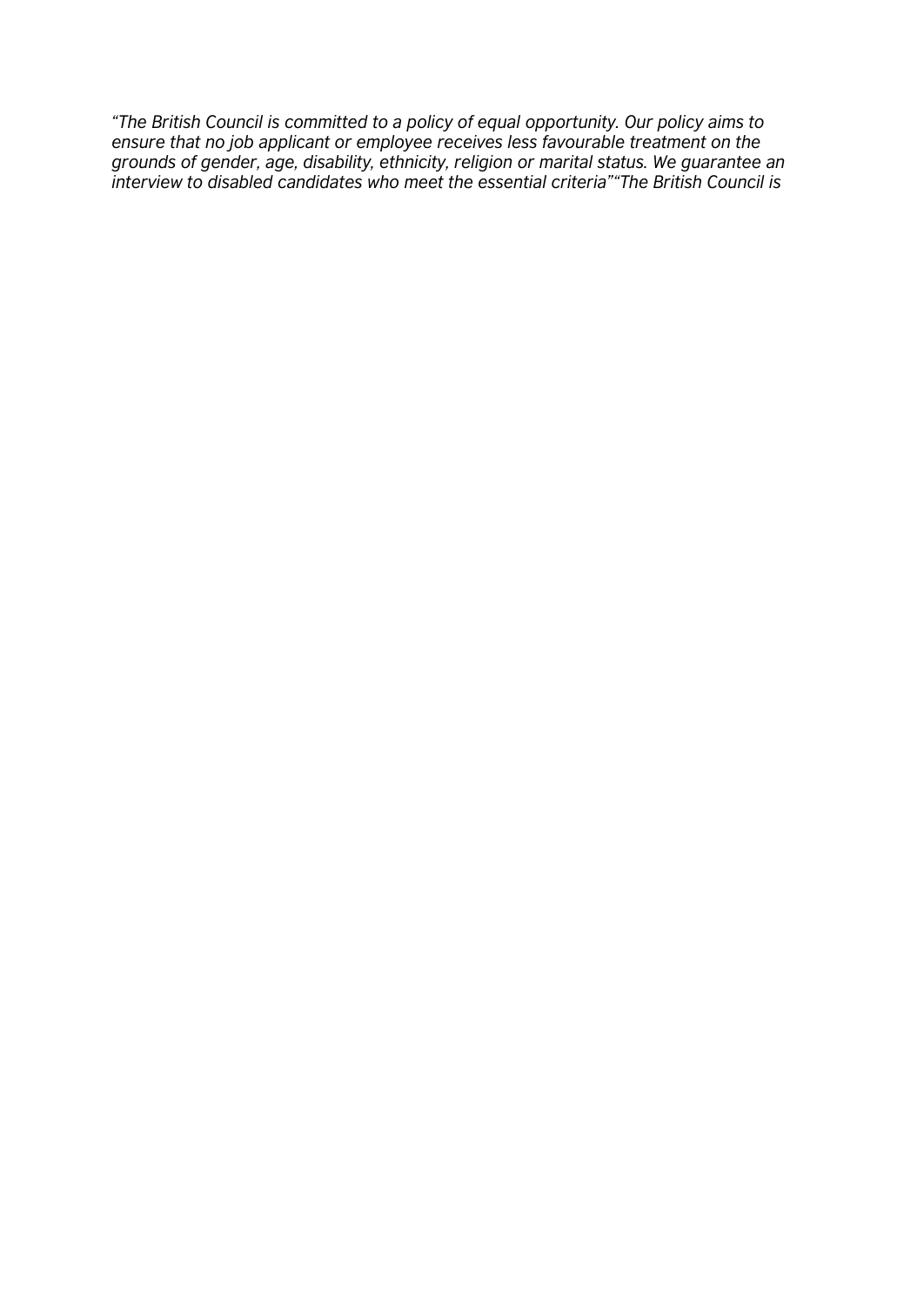*"The British Council is committed to a policy of equal opportunity. Our policy aims to ensure that no job applicant or employee receives less favourable treatment on the grounds of gender, age, disability, ethnicity, religion or marital status. We guarantee an interview to disabled candidates who meet the essential criteria""The British Council is*